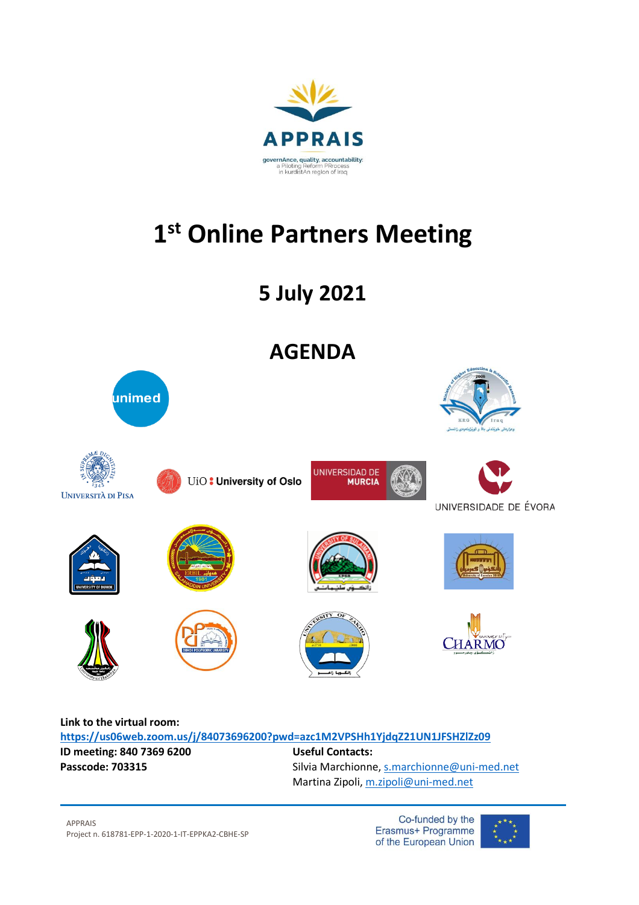**APPRAIS**

governAnce, quality, accountability: a Piloting Reform PRrocess in kurdistAn region of Iraq

# 1st Online Partners Meeting

## 5 July 2021

## AGENDA

**Link to the virtual room:**
https://us06web.zoom.us/j/84073696200?pwd=azc1M2VPSHh1YjdqZ21UN1JFSHZlZz09

**ID meeting: 840 7369 6200**
**Passcode: 703315**

**Useful Contacts:**
Silvia Marchionne, s.marchionne@uni-med.net
Martina Zipoli, m.zipoli@uni-med.net

APPRAIS
Project n. 618781-EPP-1-2020-1-IT-EPPKA2-CBHE-SP

Co-funded by the Erasmus+ Programme of the European Union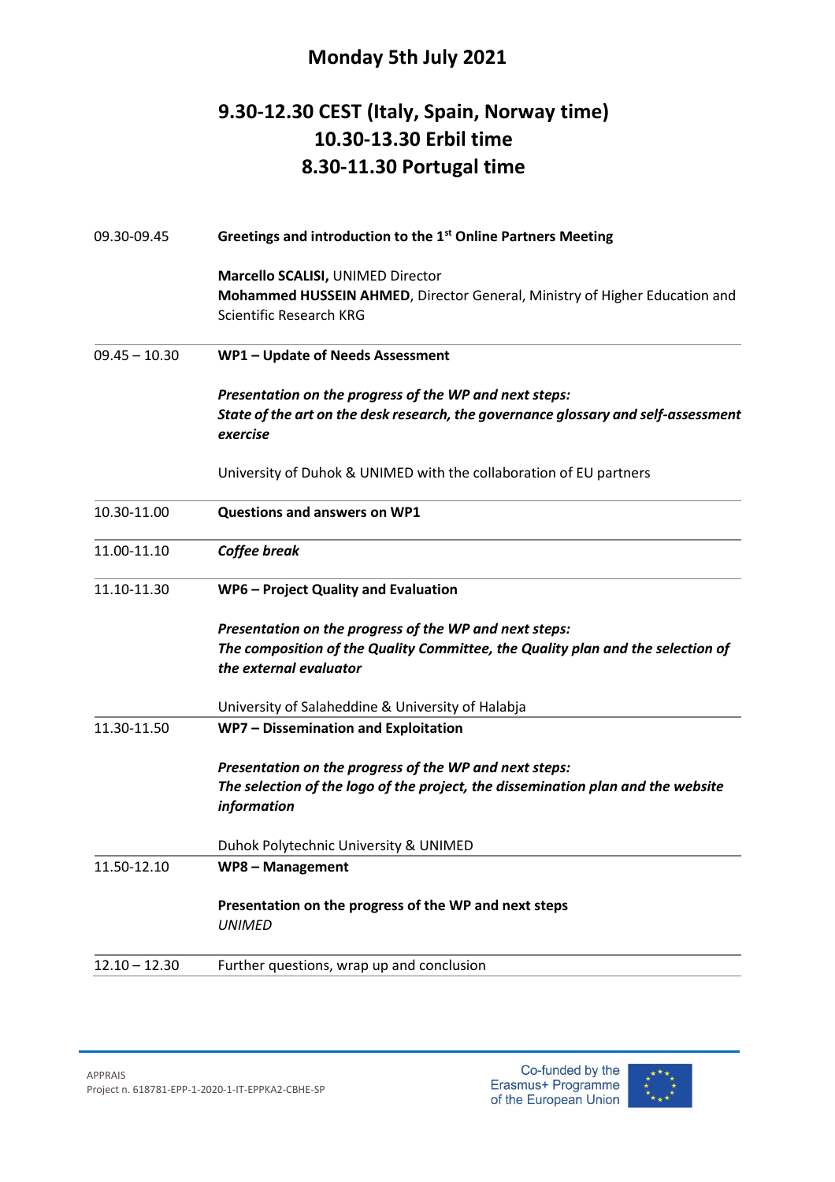# Monday 5th July 2021

## 9.30-12.30 CEST (Italy, Spain, Norway time)
## 10.30-13.30 Erbil time
## 8.30-11.30 Portugal time

| | |
|---|---|
| 09.30-09.45 | **Greetings and introduction to the 1st Online Partners Meeting**<br><br>**Marcello SCALISI,** UNIMED Director<br>**Mohammed HUSSEIN AHMED**, Director General, Ministry of Higher Education and Scientific Research KRG |
| 09.45 – 10.30 | **WP1 – Update of Needs Assessment**<br><br>***Presentation on the progress of the WP and next steps:***<br>***State of the art on the desk research, the governance glossary and self-assessment exercise***<br><br>University of Duhok & UNIMED with the collaboration of EU partners |
| 10.30-11.00 | **Questions and answers on WP1** |
| 11.00-11.10 | ***Coffee break*** |
| 11.10-11.30 | **WP6 – Project Quality and Evaluation**<br><br>***Presentation on the progress of the WP and next steps:***<br>***The composition of the Quality Committee, the Quality plan and the selection of the external evaluator***<br><br>University of Salaheddine & University of Halabja |
| 11.30-11.50 | **WP7 – Dissemination and Exploitation**<br><br>***Presentation on the progress of the WP and next steps:***<br>***The selection of the logo of the project, the dissemination plan and the website information***<br><br>Duhok Polytechnic University & UNIMED |
| 11.50-12.10 | **WP8 – Management**<br><br>**Presentation on the progress of the WP and next steps**<br>*UNIMED* |
| 12.10 – 12.30 | Further questions, wrap up and conclusion |

APPRAIS
Project n. 618781-EPP-1-2020-1-IT-EPPKA2-CBHE-SP

Co-funded by the Erasmus+ Programme of the European Union